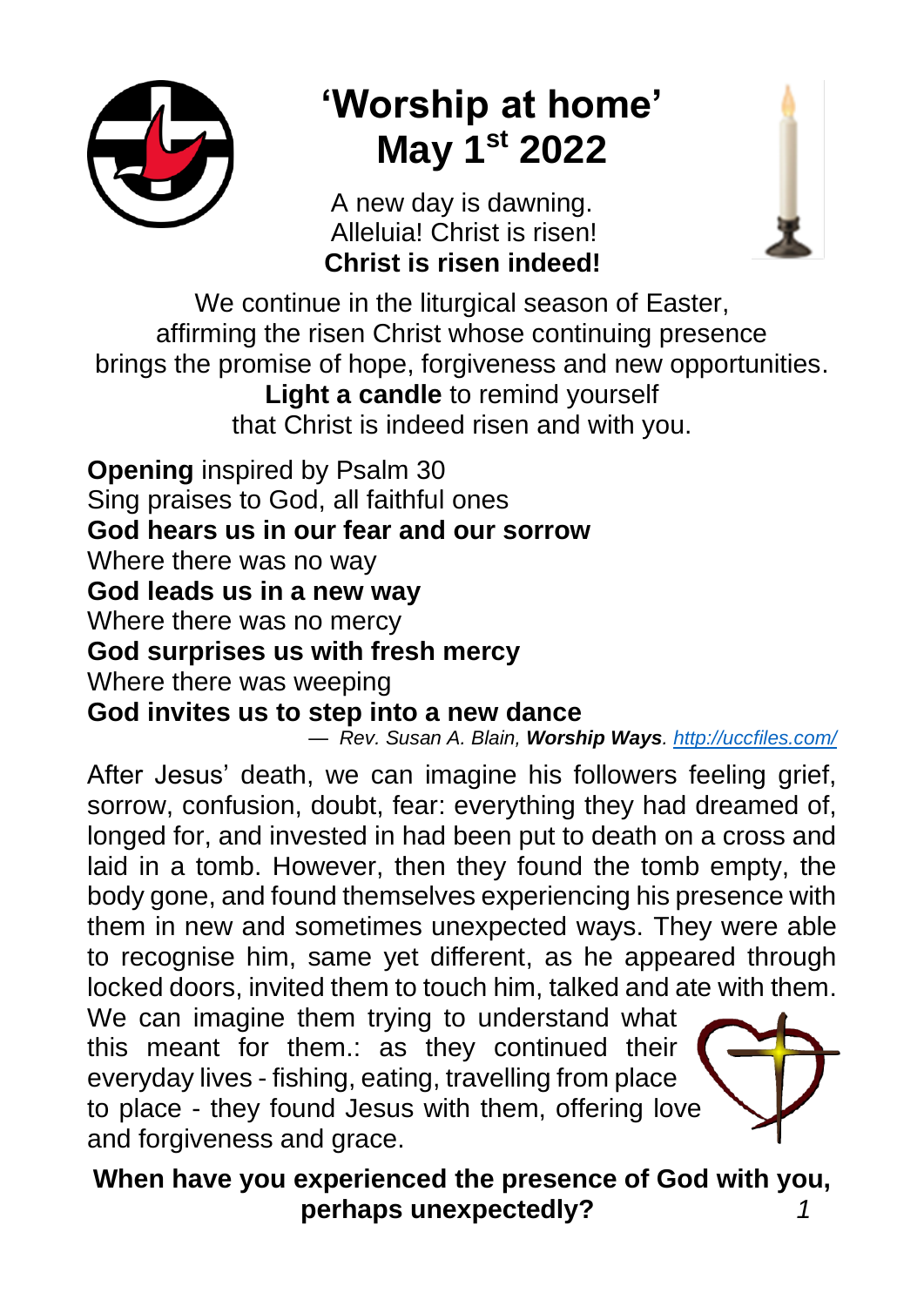# 'Worship at home'
# May 1st 2022

A new day is dawning.
Alleluia! Christ is risen!
**Christ is risen indeed!**

We continue in the liturgical season of Easter,
affirming the risen Christ whose continuing presence
brings the promise of hope, forgiveness and new opportunities.
**Light a candle** to remind yourself
that Christ is indeed risen and with you.

**Opening** inspired by Psalm 30
Sing praises to God, all faithful ones
**God hears us in our fear and our sorrow**
Where there was no way
**God leads us in a new way**
Where there was no mercy
**God surprises us with fresh mercy**
Where there was weeping
**God invites us to step into a new dance**

— *Rev. Susan A. Blain, **Worship Ways**. [http://uccfiles.com/](http://uccfiles.com/)*

After Jesus' death, we can imagine his followers feeling grief, sorrow, confusion, doubt, fear: everything they had dreamed of, longed for, and invested in had been put to death on a cross and laid in a tomb. However, then they found the tomb empty, the body gone, and found themselves experiencing his presence with them in new and sometimes unexpected ways. They were able to recognise him, same yet different, as he appeared through locked doors, invited them to touch him, talked and ate with them. We can imagine them trying to understand what this meant for them.: as they continued their everyday lives - fishing, eating, travelling from place to place - they found Jesus with them, offering love and forgiveness and grace.

**When have you experienced the presence of God with you, perhaps unexpectedly?**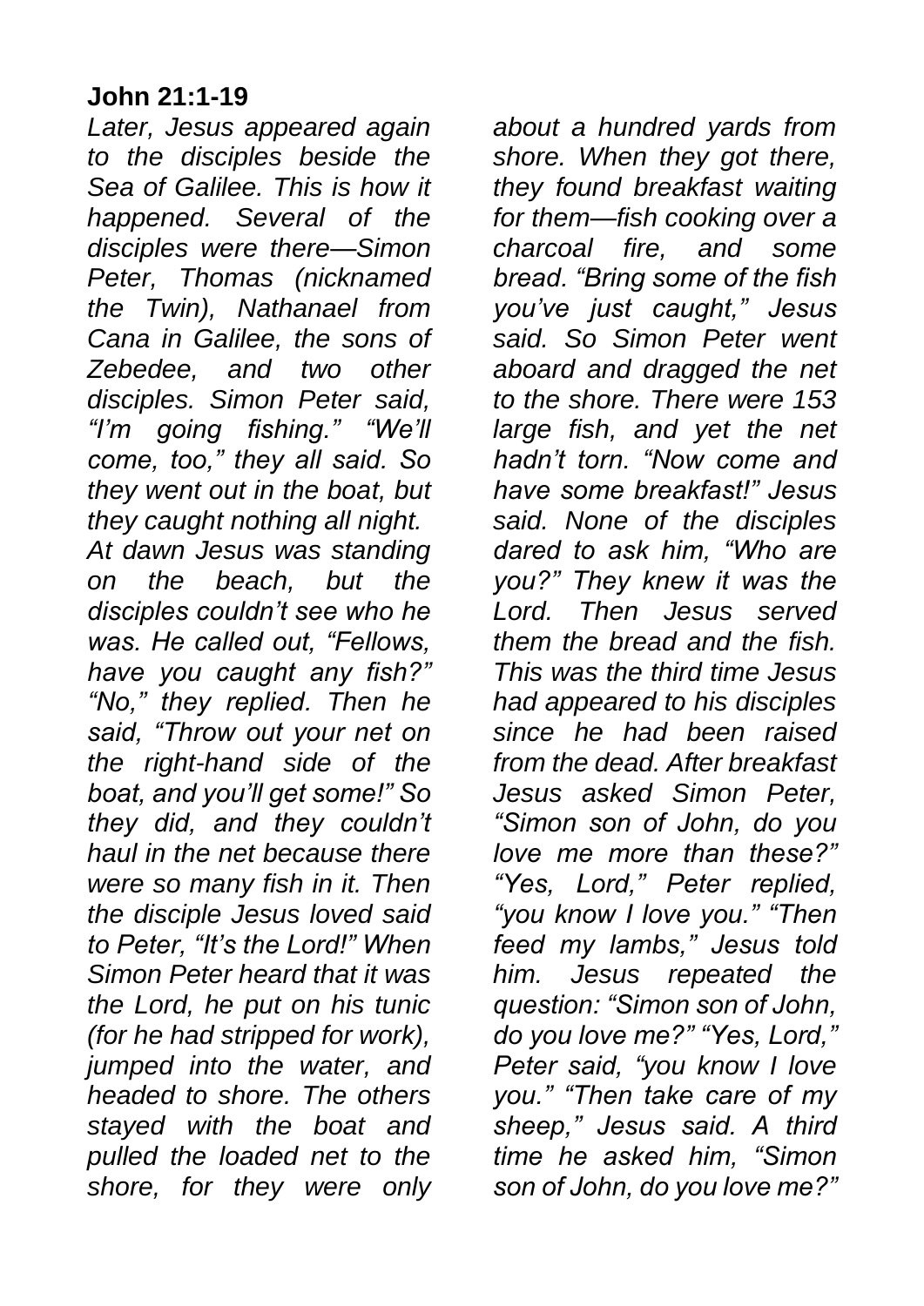**John 21:1-19**

*Later, Jesus appeared again to the disciples beside the Sea of Galilee. This is how it happened. Several of the disciples were there—Simon Peter, Thomas (nicknamed the Twin), Nathanael from Cana in Galilee, the sons of Zebedee, and two other disciples. Simon Peter said, "I'm going fishing." "We'll come, too," they all said. So they went out in the boat, but they caught nothing all night. At dawn Jesus was standing on the beach, but the disciples couldn't see who he was. He called out, "Fellows, have you caught any fish?" "No," they replied. Then he said, "Throw out your net on the right-hand side of the boat, and you'll get some!" So they did, and they couldn't haul in the net because there were so many fish in it. Then the disciple Jesus loved said to Peter, "It's the Lord!" When Simon Peter heard that it was the Lord, he put on his tunic (for he had stripped for work), jumped into the water, and headed to shore. The others stayed with the boat and pulled the loaded net to the shore, for they were only about a hundred yards from shore. When they got there, they found breakfast waiting for them—fish cooking over a charcoal fire, and some bread. "Bring some of the fish you've just caught," Jesus said. So Simon Peter went aboard and dragged the net to the shore. There were 153 large fish, and yet the net hadn't torn. "Now come and have some breakfast!" Jesus said. None of the disciples dared to ask him, "Who are you?" They knew it was the Lord. Then Jesus served them the bread and the fish. This was the third time Jesus had appeared to his disciples since he had been raised from the dead. After breakfast Jesus asked Simon Peter, "Simon son of John, do you love me more than these?" "Yes, Lord," Peter replied, "you know I love you." "Then feed my lambs," Jesus told him. Jesus repeated the question: "Simon son of John, do you love me?" "Yes, Lord," Peter said, "you know I love you." "Then take care of my sheep," Jesus said. A third time he asked him, "Simon son of John, do you love me?"*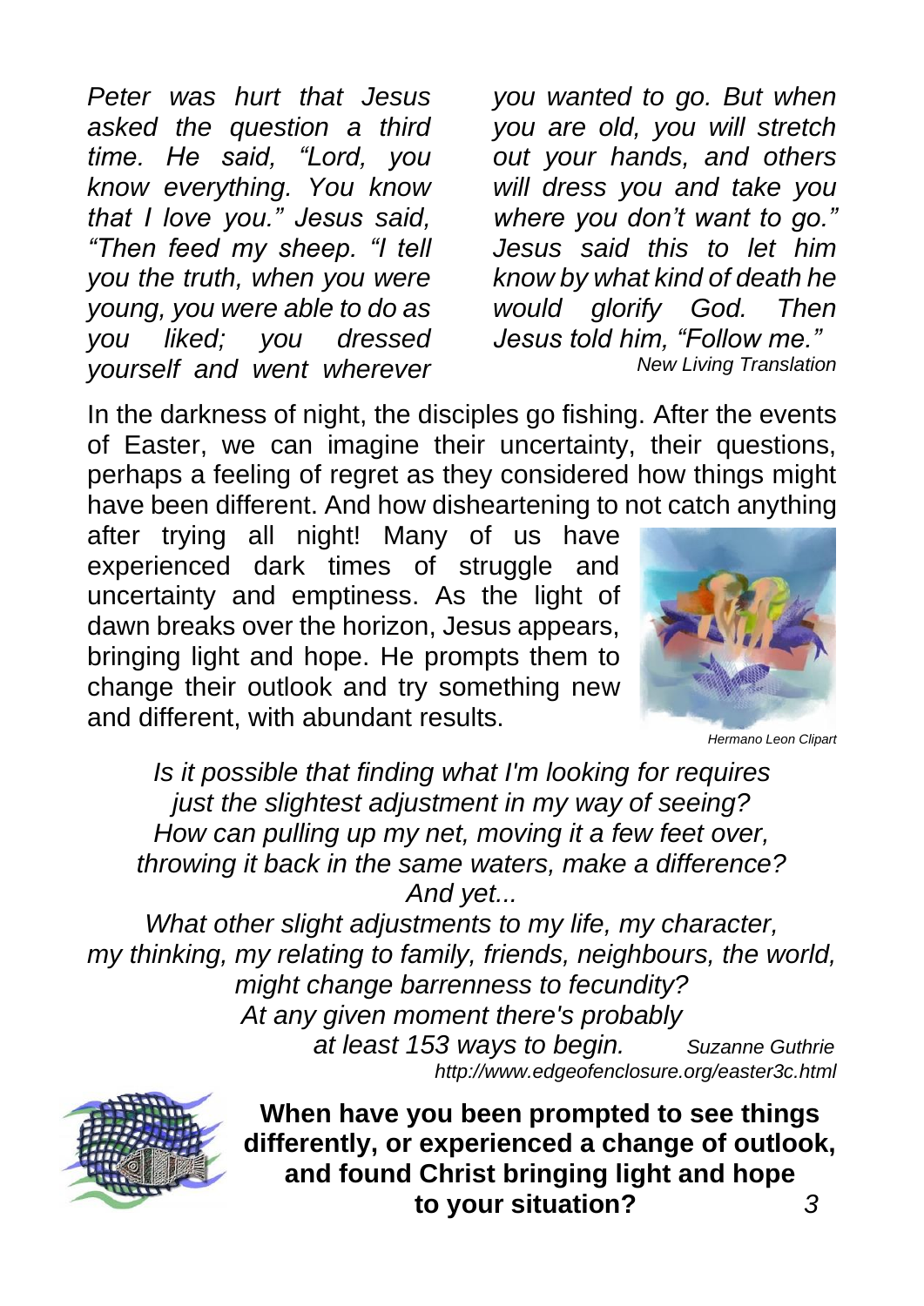*Peter was hurt that Jesus asked the question a third time. He said, "Lord, you know everything. You know that I love you." Jesus said, "Then feed my sheep. "I tell you the truth, when you were young, you were able to do as you liked; you dressed yourself and went wherever you wanted to go. But when you are old, you will stretch out your hands, and others will dress you and take you where you don't want to go." Jesus said this to let him know by what kind of death he would glorify God. Then Jesus told him, "Follow me."*

*New Living Translation*

In the darkness of night, the disciples go fishing. After the events of Easter, we can imagine their uncertainty, their questions, perhaps a feeling of regret as they considered how things might have been different. And how disheartening to not catch anything after trying all night! Many of us have experienced dark times of struggle and uncertainty and emptiness. As the light of dawn breaks over the horizon, Jesus appears, bringing light and hope. He prompts them to change their outlook and try something new and different, with abundant results.

*Hermano Leon Clipart*

*Is it possible that finding what I'm looking for requires*
*just the slightest adjustment in my way of seeing?*
*How can pulling up my net, moving it a few feet over,*
*throwing it back in the same waters, make a difference?*
*And yet...*
*What other slight adjustments to my life, my character,*
*my thinking, my relating to family, friends, neighbours, the world,*
*might change barrenness to fecundity?*
*At any given moment there's probably*
*at least 153 ways to begin.*

*Suzanne Guthrie*
*http://www.edgeofenclosure.org/easter3c.html*

**When have you been prompted to see things differently, or experienced a change of outlook, and found Christ bringing light and hope to your situation?**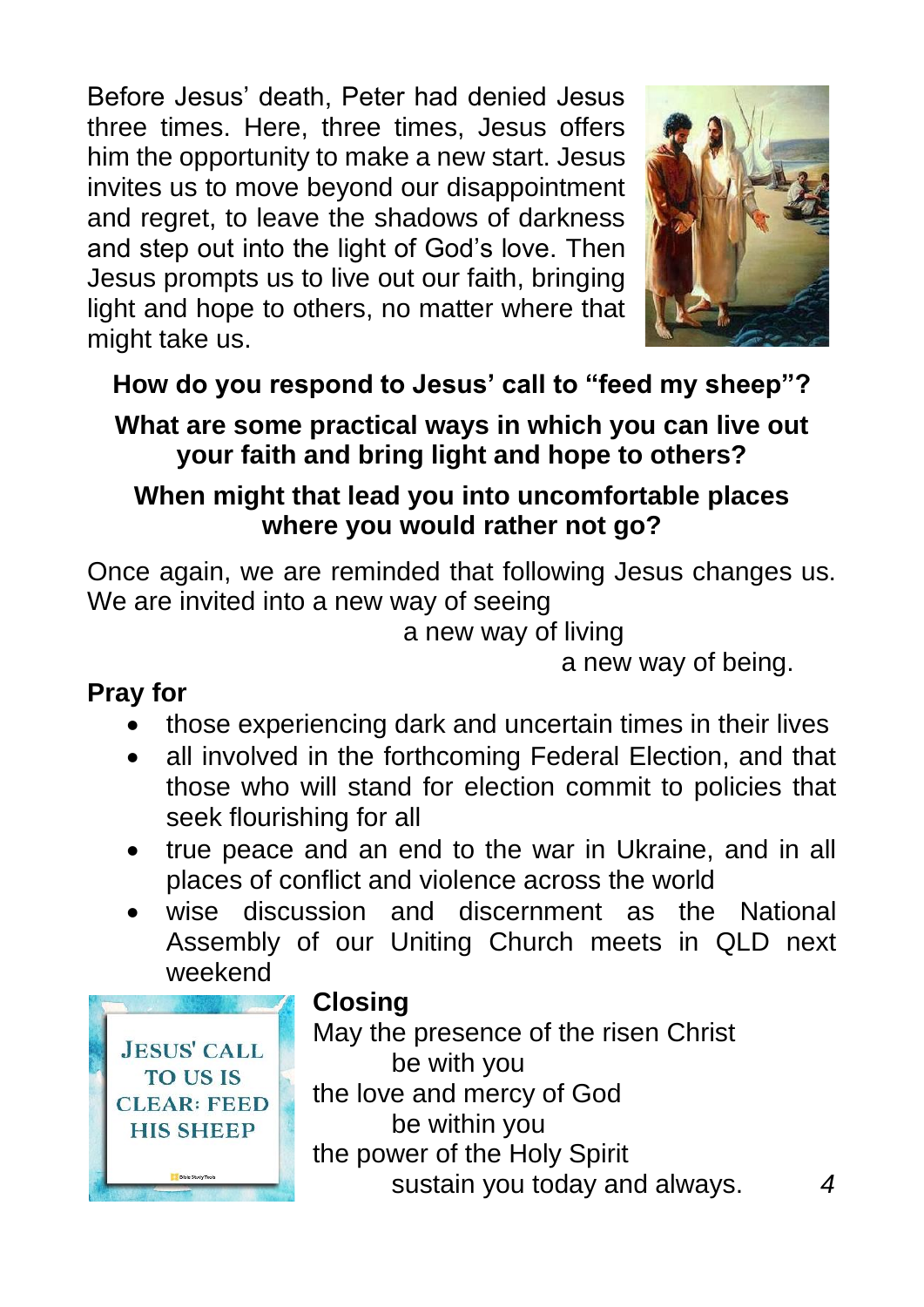Before Jesus' death, Peter had denied Jesus three times. Here, three times, Jesus offers him the opportunity to make a new start. Jesus invites us to move beyond our disappointment and regret, to leave the shadows of darkness and step out into the light of God's love. Then Jesus prompts us to live out our faith, bringing light and hope to others, no matter where that might take us.

**How do you respond to Jesus' call to "feed my sheep"?**

**What are some practical ways in which you can live out your faith and bring light and hope to others?**

**When might that lead you into uncomfortable places where you would rather not go?**

Once again, we are reminded that following Jesus changes us. We are invited into a new way of seeing
a new way of living
a new way of being.

**Pray for**

- those experiencing dark and uncertain times in their lives
- all involved in the forthcoming Federal Election, and that those who will stand for election commit to policies that seek flourishing for all
- true peace and an end to the war in Ukraine, and in all places of conflict and violence across the world
- wise discussion and discernment as the National Assembly of our Uniting Church meets in QLD next weekend

JESUS' CALL TO US IS CLEAR: FEED HIS SHEEP

**Closing**

May the presence of the risen Christ
be with you
the love and mercy of God
be within you
the power of the Holy Spirit
sustain you today and always.